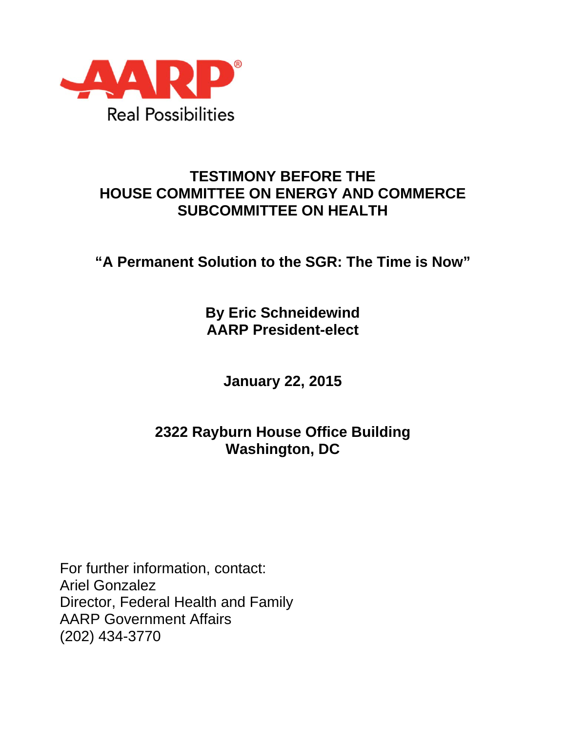AARP® Real Possibilities

# TESTIMONY BEFORE THE HOUSE COMMITTEE ON ENERGY AND COMMERCE SUBCOMMITTEE ON HEALTH

## "A Permanent Solution to the SGR: The Time is Now"

**By Eric Schneidewind**
**AARP President-elect**

**January 22, 2015**

**2322 Rayburn House Office Building**
**Washington, DC**

For further information, contact:
Ariel Gonzalez
Director, Federal Health and Family
AARP Government Affairs
(202) 434-3770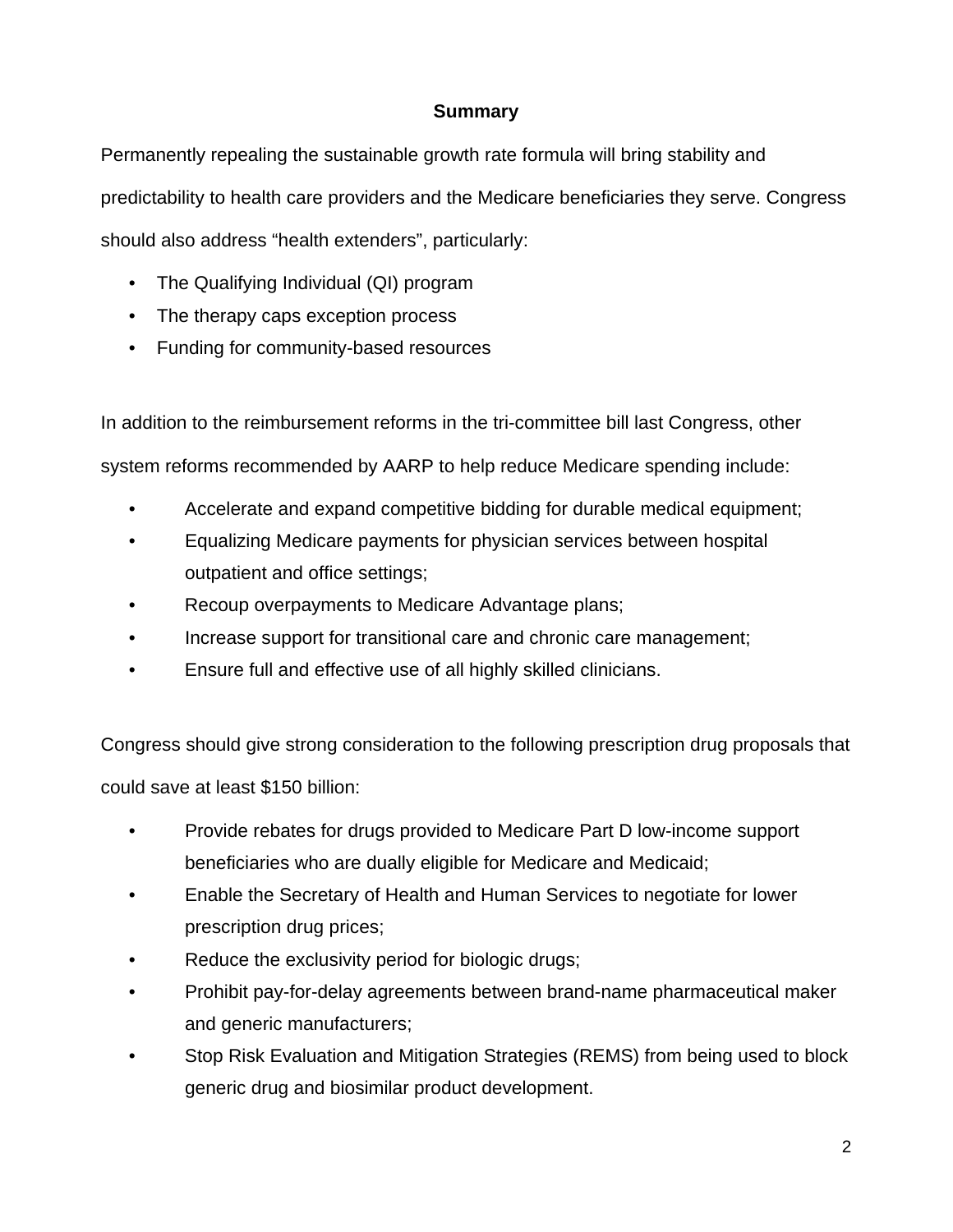## Summary

Permanently repealing the sustainable growth rate formula will bring stability and predictability to health care providers and the Medicare beneficiaries they serve. Congress should also address "health extenders", particularly:

- The Qualifying Individual (QI) program
- The therapy caps exception process
- Funding for community-based resources

In addition to the reimbursement reforms in the tri-committee bill last Congress, other system reforms recommended by AARP to help reduce Medicare spending include:

- Accelerate and expand competitive bidding for durable medical equipment;
- Equalizing Medicare payments for physician services between hospital outpatient and office settings;
- Recoup overpayments to Medicare Advantage plans;
- Increase support for transitional care and chronic care management;
- Ensure full and effective use of all highly skilled clinicians.

Congress should give strong consideration to the following prescription drug proposals that could save at least $150 billion:

- Provide rebates for drugs provided to Medicare Part D low-income support beneficiaries who are dually eligible for Medicare and Medicaid;
- Enable the Secretary of Health and Human Services to negotiate for lower prescription drug prices;
- Reduce the exclusivity period for biologic drugs;
- Prohibit pay-for-delay agreements between brand-name pharmaceutical maker and generic manufacturers;
- Stop Risk Evaluation and Mitigation Strategies (REMS) from being used to block generic drug and biosimilar product development.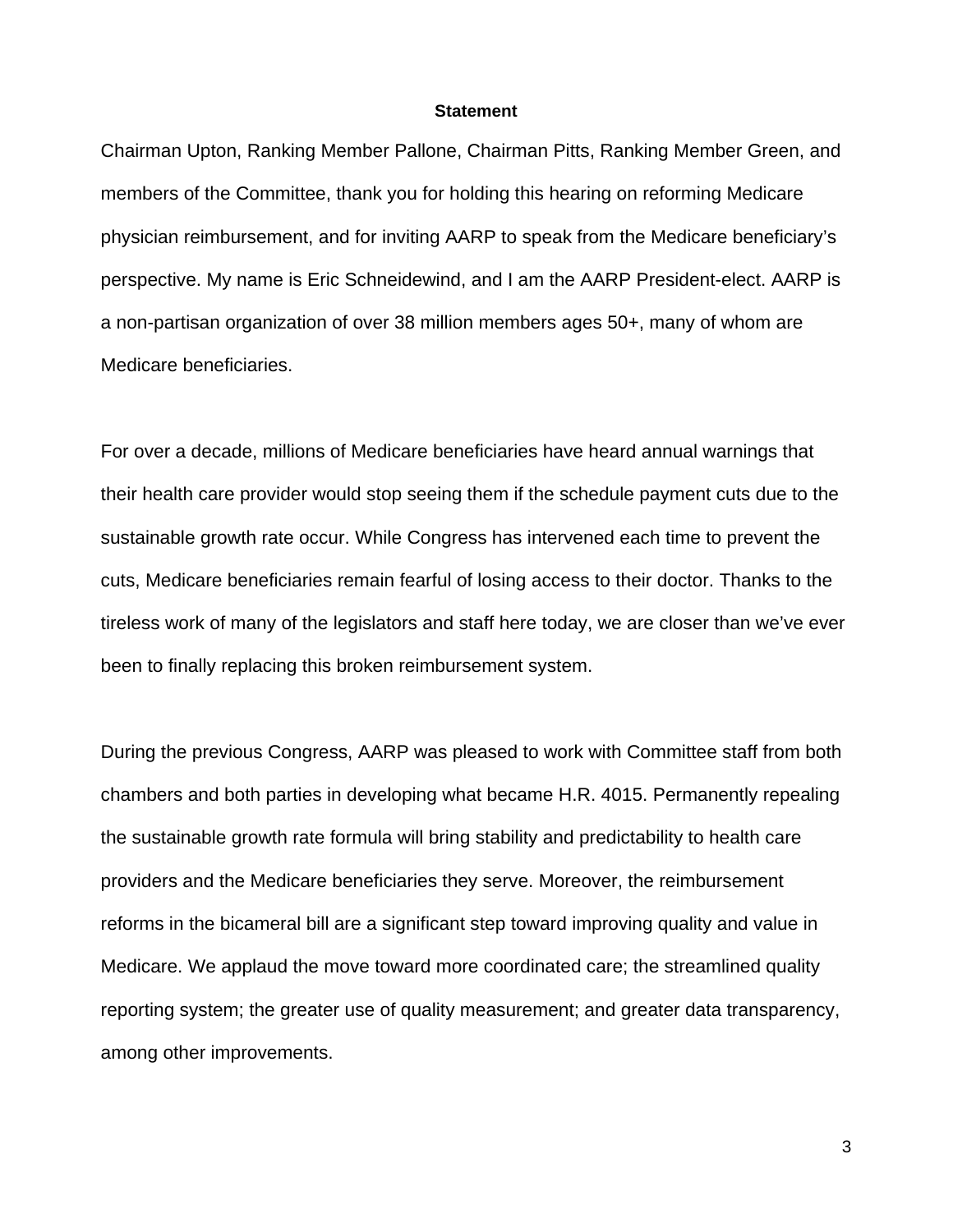**Statement**

Chairman Upton, Ranking Member Pallone, Chairman Pitts, Ranking Member Green, and members of the Committee, thank you for holding this hearing on reforming Medicare physician reimbursement, and for inviting AARP to speak from the Medicare beneficiary's perspective. My name is Eric Schneidewind, and I am the AARP President-elect. AARP is a non-partisan organization of over 38 million members ages 50+, many of whom are Medicare beneficiaries.

For over a decade, millions of Medicare beneficiaries have heard annual warnings that their health care provider would stop seeing them if the schedule payment cuts due to the sustainable growth rate occur. While Congress has intervened each time to prevent the cuts, Medicare beneficiaries remain fearful of losing access to their doctor. Thanks to the tireless work of many of the legislators and staff here today, we are closer than we've ever been to finally replacing this broken reimbursement system.

During the previous Congress, AARP was pleased to work with Committee staff from both chambers and both parties in developing what became H.R. 4015. Permanently repealing the sustainable growth rate formula will bring stability and predictability to health care providers and the Medicare beneficiaries they serve. Moreover, the reimbursement reforms in the bicameral bill are a significant step toward improving quality and value in Medicare. We applaud the move toward more coordinated care; the streamlined quality reporting system; the greater use of quality measurement; and greater data transparency, among other improvements.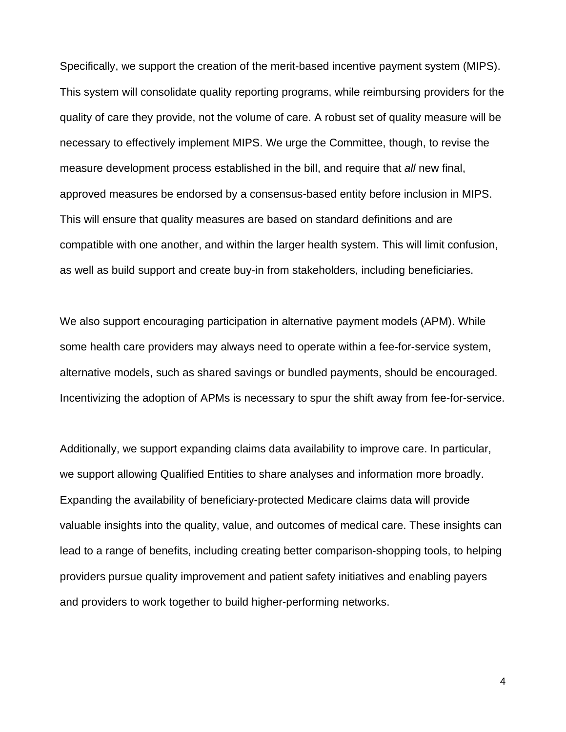Specifically, we support the creation of the merit-based incentive payment system (MIPS). This system will consolidate quality reporting programs, while reimbursing providers for the quality of care they provide, not the volume of care. A robust set of quality measure will be necessary to effectively implement MIPS. We urge the Committee, though, to revise the measure development process established in the bill, and require that *all* new final, approved measures be endorsed by a consensus-based entity before inclusion in MIPS. This will ensure that quality measures are based on standard definitions and are compatible with one another, and within the larger health system. This will limit confusion, as well as build support and create buy-in from stakeholders, including beneficiaries.

We also support encouraging participation in alternative payment models (APM). While some health care providers may always need to operate within a fee-for-service system, alternative models, such as shared savings or bundled payments, should be encouraged. Incentivizing the adoption of APMs is necessary to spur the shift away from fee-for-service.

Additionally, we support expanding claims data availability to improve care. In particular, we support allowing Qualified Entities to share analyses and information more broadly. Expanding the availability of beneficiary-protected Medicare claims data will provide valuable insights into the quality, value, and outcomes of medical care. These insights can lead to a range of benefits, including creating better comparison-shopping tools, to helping providers pursue quality improvement and patient safety initiatives and enabling payers and providers to work together to build higher-performing networks.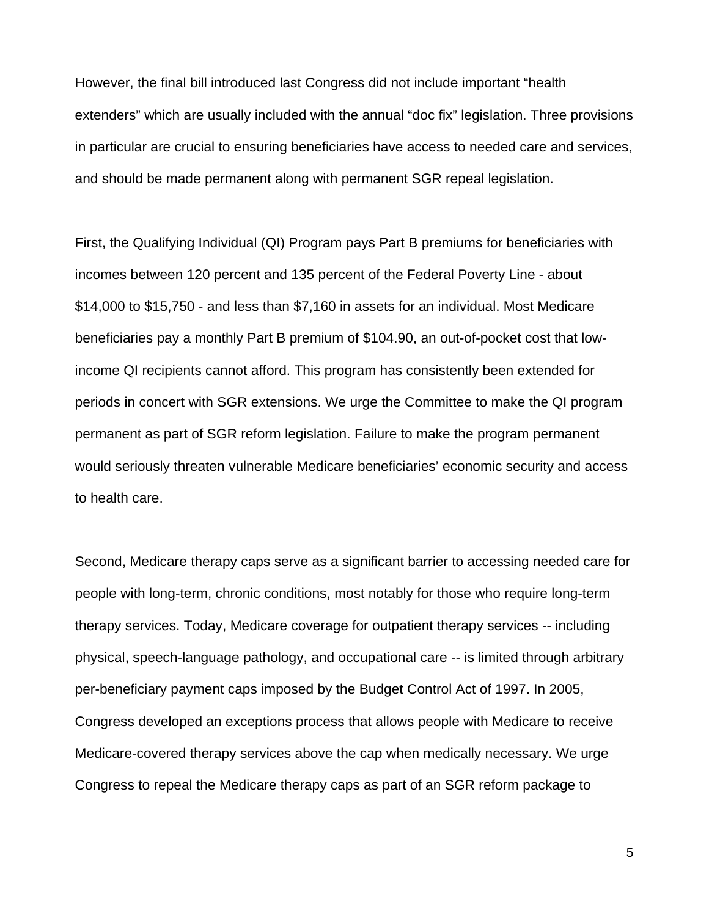However, the final bill introduced last Congress did not include important "health extenders" which are usually included with the annual "doc fix" legislation. Three provisions in particular are crucial to ensuring beneficiaries have access to needed care and services, and should be made permanent along with permanent SGR repeal legislation.

First, the Qualifying Individual (QI) Program pays Part B premiums for beneficiaries with incomes between 120 percent and 135 percent of the Federal Poverty Line - about $14,000 to $15,750 - and less than $7,160 in assets for an individual. Most Medicare beneficiaries pay a monthly Part B premium of $104.90, an out-of-pocket cost that low-income QI recipients cannot afford. This program has consistently been extended for periods in concert with SGR extensions. We urge the Committee to make the QI program permanent as part of SGR reform legislation. Failure to make the program permanent would seriously threaten vulnerable Medicare beneficiaries' economic security and access to health care.

Second, Medicare therapy caps serve as a significant barrier to accessing needed care for people with long-term, chronic conditions, most notably for those who require long-term therapy services. Today, Medicare coverage for outpatient therapy services -- including physical, speech-language pathology, and occupational care -- is limited through arbitrary per-beneficiary payment caps imposed by the Budget Control Act of 1997. In 2005, Congress developed an exceptions process that allows people with Medicare to receive Medicare-covered therapy services above the cap when medically necessary. We urge Congress to repeal the Medicare therapy caps as part of an SGR reform package to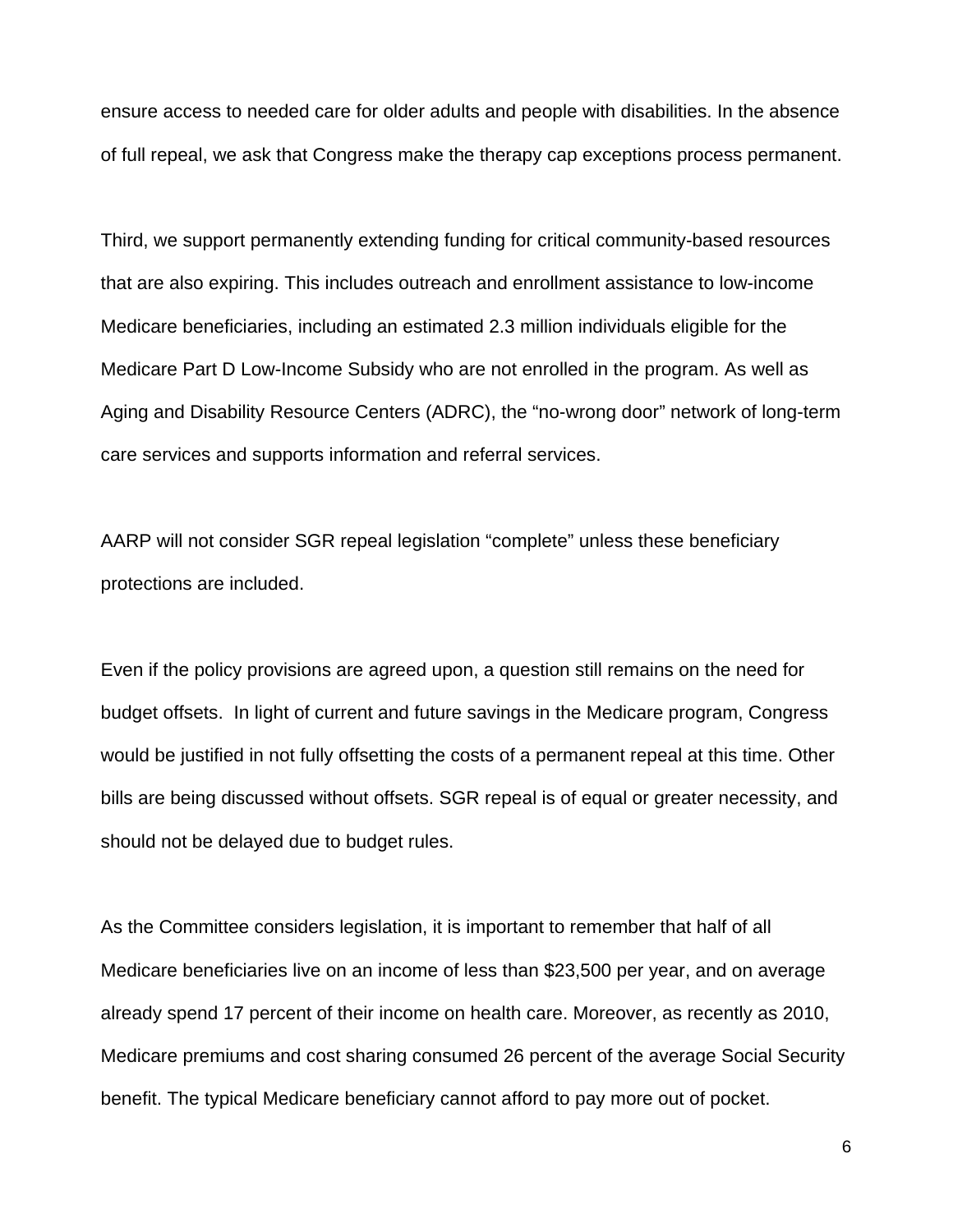ensure access to needed care for older adults and people with disabilities. In the absence of full repeal, we ask that Congress make the therapy cap exceptions process permanent.

Third, we support permanently extending funding for critical community-based resources that are also expiring. This includes outreach and enrollment assistance to low-income Medicare beneficiaries, including an estimated 2.3 million individuals eligible for the Medicare Part D Low-Income Subsidy who are not enrolled in the program. As well as Aging and Disability Resource Centers (ADRC), the "no-wrong door" network of long-term care services and supports information and referral services.

AARP will not consider SGR repeal legislation "complete" unless these beneficiary protections are included.

Even if the policy provisions are agreed upon, a question still remains on the need for budget offsets. In light of current and future savings in the Medicare program, Congress would be justified in not fully offsetting the costs of a permanent repeal at this time. Other bills are being discussed without offsets. SGR repeal is of equal or greater necessity, and should not be delayed due to budget rules.

As the Committee considers legislation, it is important to remember that half of all Medicare beneficiaries live on an income of less than $23,500 per year, and on average already spend 17 percent of their income on health care. Moreover, as recently as 2010, Medicare premiums and cost sharing consumed 26 percent of the average Social Security benefit. The typical Medicare beneficiary cannot afford to pay more out of pocket.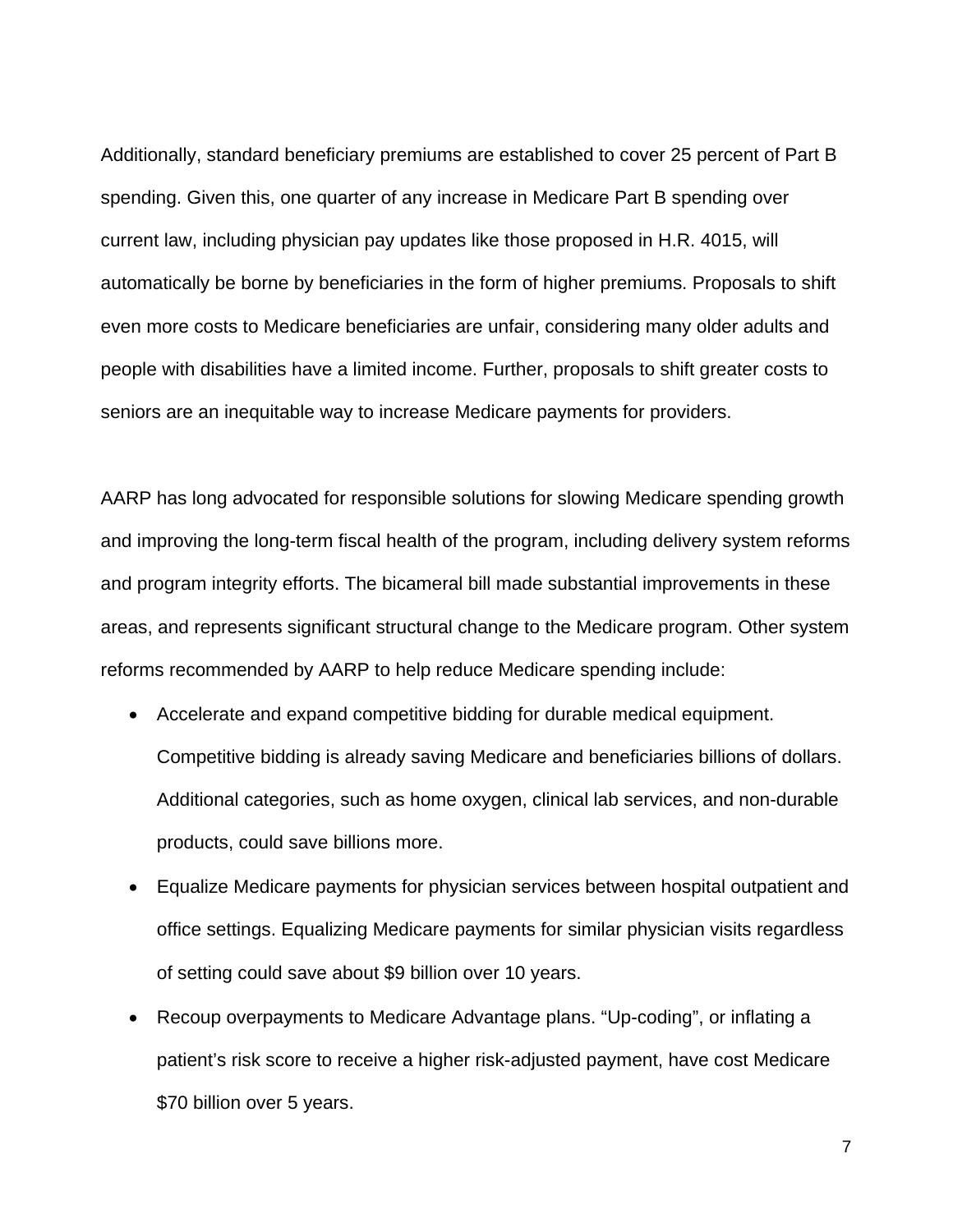Additionally, standard beneficiary premiums are established to cover 25 percent of Part B spending. Given this, one quarter of any increase in Medicare Part B spending over current law, including physician pay updates like those proposed in H.R. 4015, will automatically be borne by beneficiaries in the form of higher premiums. Proposals to shift even more costs to Medicare beneficiaries are unfair, considering many older adults and people with disabilities have a limited income. Further, proposals to shift greater costs to seniors are an inequitable way to increase Medicare payments for providers.

AARP has long advocated for responsible solutions for slowing Medicare spending growth and improving the long-term fiscal health of the program, including delivery system reforms and program integrity efforts. The bicameral bill made substantial improvements in these areas, and represents significant structural change to the Medicare program. Other system reforms recommended by AARP to help reduce Medicare spending include:

- Accelerate and expand competitive bidding for durable medical equipment. Competitive bidding is already saving Medicare and beneficiaries billions of dollars. Additional categories, such as home oxygen, clinical lab services, and non-durable products, could save billions more.
- Equalize Medicare payments for physician services between hospital outpatient and office settings. Equalizing Medicare payments for similar physician visits regardless of setting could save about $9 billion over 10 years.
- Recoup overpayments to Medicare Advantage plans. "Up-coding", or inflating a patient's risk score to receive a higher risk-adjusted payment, have cost Medicare $70 billion over 5 years.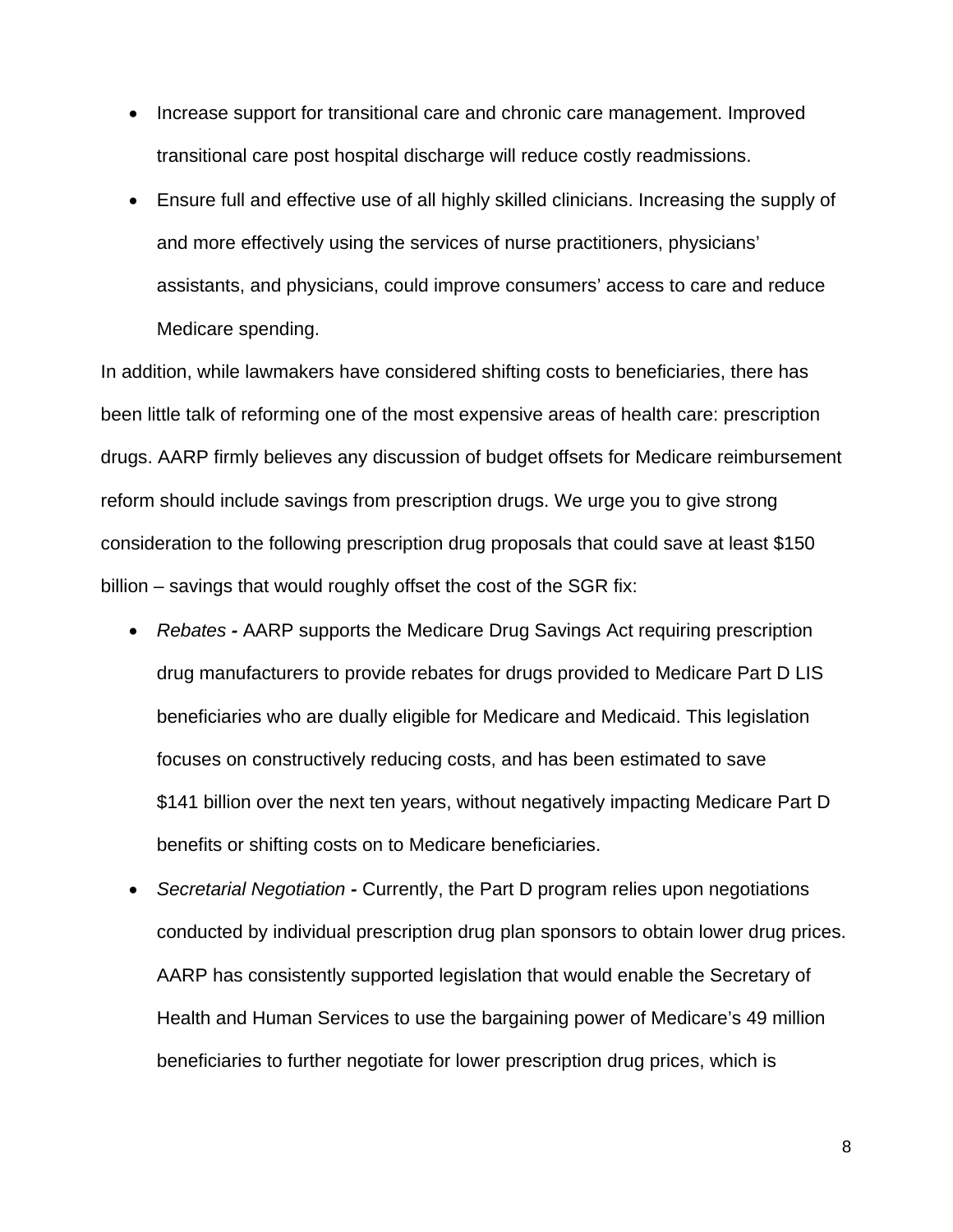- Increase support for transitional care and chronic care management. Improved transitional care post hospital discharge will reduce costly readmissions.
- Ensure full and effective use of all highly skilled clinicians. Increasing the supply of and more effectively using the services of nurse practitioners, physicians' assistants, and physicians, could improve consumers' access to care and reduce Medicare spending.

In addition, while lawmakers have considered shifting costs to beneficiaries, there has been little talk of reforming one of the most expensive areas of health care: prescription drugs. AARP firmly believes any discussion of budget offsets for Medicare reimbursement reform should include savings from prescription drugs. We urge you to give strong consideration to the following prescription drug proposals that could save at least $150 billion – savings that would roughly offset the cost of the SGR fix:

- *Rebates* **-** AARP supports the Medicare Drug Savings Act requiring prescription drug manufacturers to provide rebates for drugs provided to Medicare Part D LIS beneficiaries who are dually eligible for Medicare and Medicaid. This legislation focuses on constructively reducing costs, and has been estimated to save $141 billion over the next ten years, without negatively impacting Medicare Part D benefits or shifting costs on to Medicare beneficiaries.
- *Secretarial Negotiation* **-** Currently, the Part D program relies upon negotiations conducted by individual prescription drug plan sponsors to obtain lower drug prices. AARP has consistently supported legislation that would enable the Secretary of Health and Human Services to use the bargaining power of Medicare's 49 million beneficiaries to further negotiate for lower prescription drug prices, which is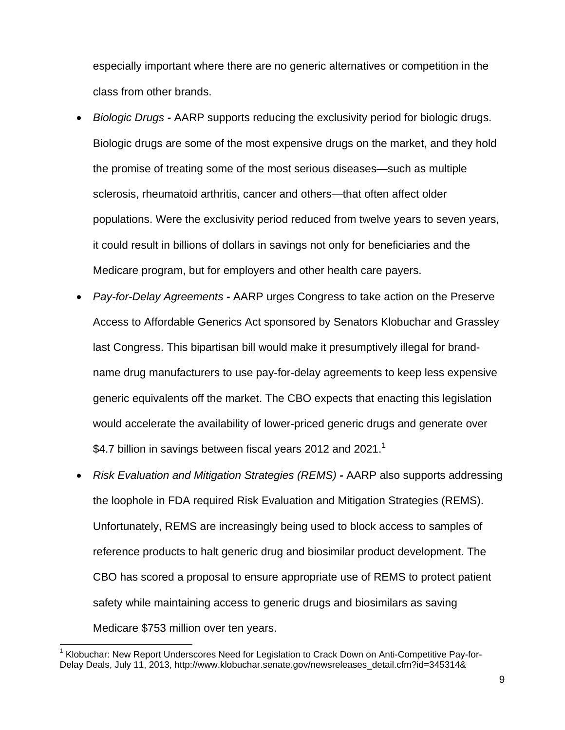especially important where there are no generic alternatives or competition in the class from other brands.

- *Biologic Drugs* **-** AARP supports reducing the exclusivity period for biologic drugs. Biologic drugs are some of the most expensive drugs on the market, and they hold the promise of treating some of the most serious diseases—such as multiple sclerosis, rheumatoid arthritis, cancer and others—that often affect older populations. Were the exclusivity period reduced from twelve years to seven years, it could result in billions of dollars in savings not only for beneficiaries and the Medicare program, but for employers and other health care payers.
- *Pay-for-Delay Agreements* **-** AARP urges Congress to take action on the Preserve Access to Affordable Generics Act sponsored by Senators Klobuchar and Grassley last Congress. This bipartisan bill would make it presumptively illegal for brand-name drug manufacturers to use pay-for-delay agreements to keep less expensive generic equivalents off the market. The CBO expects that enacting this legislation would accelerate the availability of lower-priced generic drugs and generate over $4.7 billion in savings between fiscal years 2012 and 2021.[1]
- *Risk Evaluation and Mitigation Strategies (REMS)* **-** AARP also supports addressing the loophole in FDA required Risk Evaluation and Mitigation Strategies (REMS). Unfortunately, REMS are increasingly being used to block access to samples of reference products to halt generic drug and biosimilar product development. The CBO has scored a proposal to ensure appropriate use of REMS to protect patient safety while maintaining access to generic drugs and biosimilars as saving Medicare $753 million over ten years.

---

[1] Klobuchar: New Report Underscores Need for Legislation to Crack Down on Anti-Competitive Pay-for-Delay Deals, July 11, 2013, http://www.klobuchar.senate.gov/newsreleases_detail.cfm?id=345314&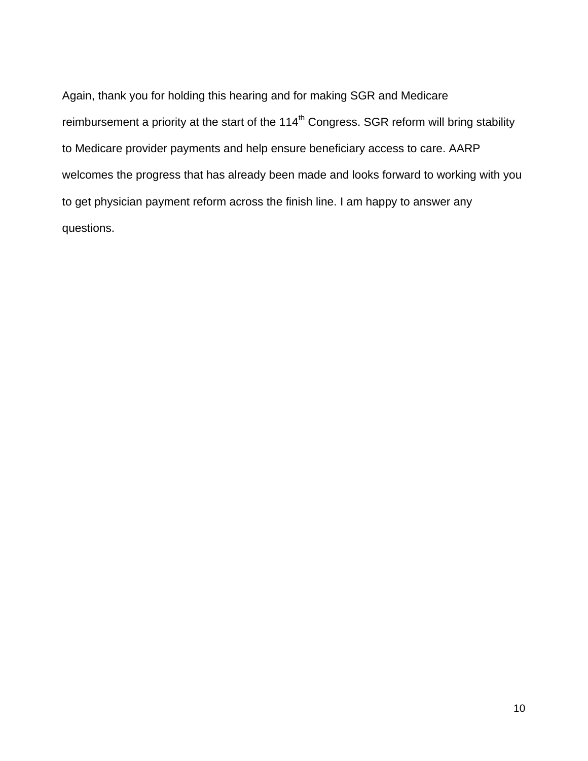Again, thank you for holding this hearing and for making SGR and Medicare reimbursement a priority at the start of the 114th Congress. SGR reform will bring stability to Medicare provider payments and help ensure beneficiary access to care. AARP welcomes the progress that has already been made and looks forward to working with you to get physician payment reform across the finish line. I am happy to answer any questions.